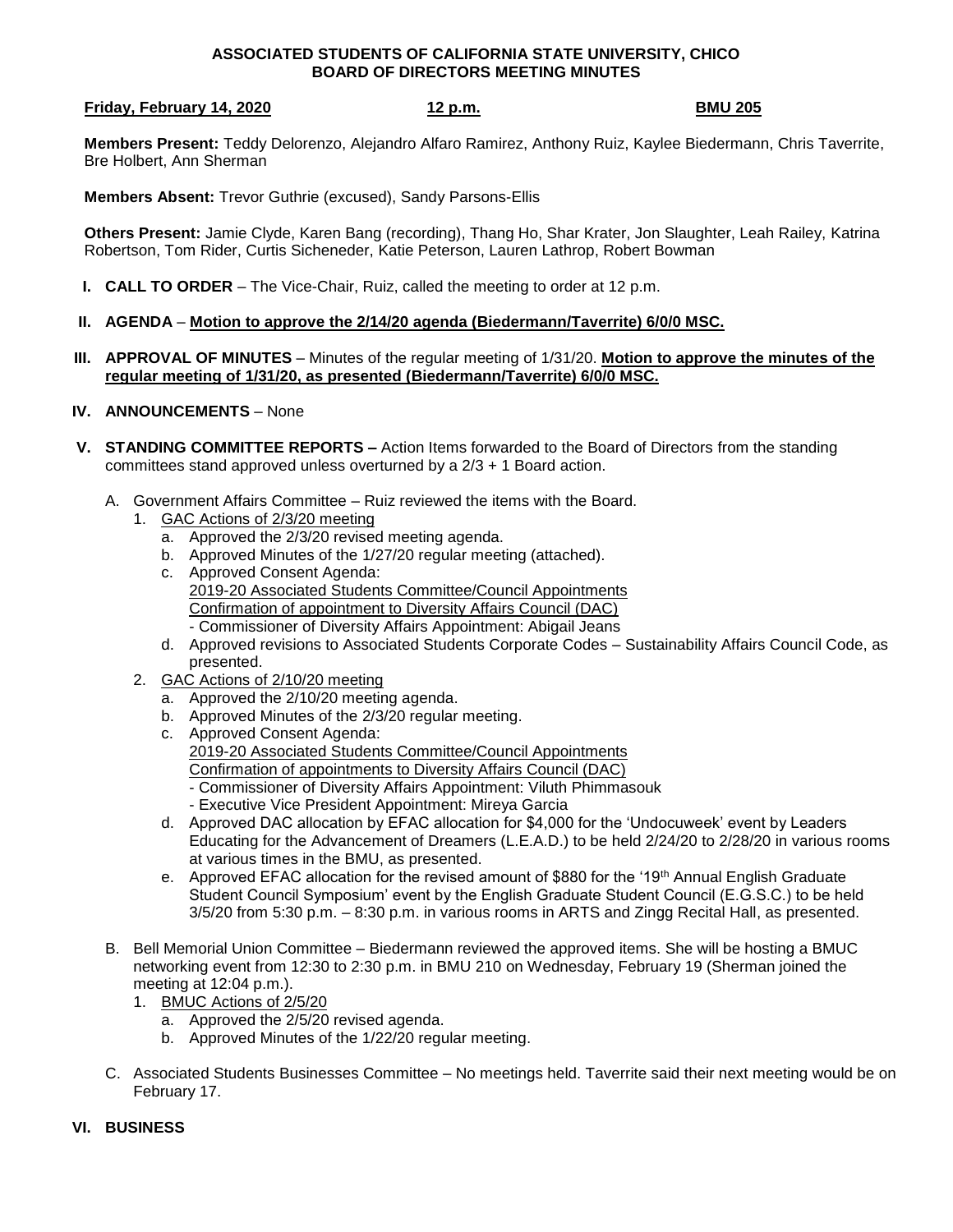# ASSOCIATED STUDENTS OF CALIFORNIA STATE UNIVERSITY, CHICO
## BOARD OF DIRECTORS MEETING MINUTES

**Friday, February 14, 2020** **12 p.m.** **BMU 205**

**Members Present:** Teddy Delorenzo, Alejandro Alfaro Ramirez, Anthony Ruiz, Kaylee Biedermann, Chris Taverrite, Bre Holbert, Ann Sherman

**Members Absent:** Trevor Guthrie (excused), Sandy Parsons-Ellis

**Others Present:** Jamie Clyde, Karen Bang (recording), Thang Ho, Shar Krater, Jon Slaughter, Leah Railey, Katrina Robertson, Tom Rider, Curtis Sicheneder, Katie Peterson, Lauren Lathrop, Robert Bowman

**I. CALL TO ORDER** – The Vice-Chair, Ruiz, called the meeting to order at 12 p.m.

**II. AGENDA** – **Motion to approve the 2/14/20 agenda (Biedermann/Taverrite) 6/0/0 MSC.**

**III. APPROVAL OF MINUTES** – Minutes of the regular meeting of 1/31/20. **Motion to approve the minutes of the regular meeting of 1/31/20, as presented (Biedermann/Taverrite) 6/0/0 MSC.**

**IV. ANNOUNCEMENTS** – None

**V. STANDING COMMITTEE REPORTS –** Action Items forwarded to the Board of Directors from the standing committees stand approved unless overturned by a 2/3 + 1 Board action.

A. Government Affairs Committee – Ruiz reviewed the items with the Board.

1. GAC Actions of 2/3/20 meeting
   a. Approved the 2/3/20 revised meeting agenda.
   b. Approved Minutes of the 1/27/20 regular meeting (attached).
   c. Approved Consent Agenda:
      2019-20 Associated Students Committee/Council Appointments
      Confirmation of appointment to Diversity Affairs Council (DAC)
      - Commissioner of Diversity Affairs Appointment: Abigail Jeans
   d. Approved revisions to Associated Students Corporate Codes – Sustainability Affairs Council Code, as presented.
2. GAC Actions of 2/10/20 meeting
   a. Approved the 2/10/20 meeting agenda.
   b. Approved Minutes of the 2/3/20 regular meeting.
   c. Approved Consent Agenda:
      2019-20 Associated Students Committee/Council Appointments
      Confirmation of appointments to Diversity Affairs Council (DAC)
      - Commissioner of Diversity Affairs Appointment: Viluth Phimmasouk
      - Executive Vice President Appointment: Mireya Garcia
   d. Approved DAC allocation by EFAC allocation for $4,000 for the 'Undocuweek' event by Leaders Educating for the Advancement of Dreamers (L.E.A.D.) to be held 2/24/20 to 2/28/20 in various rooms at various times in the BMU, as presented.
   e. Approved EFAC allocation for the revised amount of $880 for the '19th Annual English Graduate Student Council Symposium' event by the English Graduate Student Council (E.G.S.C.) to be held 3/5/20 from 5:30 p.m. – 8:30 p.m. in various rooms in ARTS and Zingg Recital Hall, as presented.

B. Bell Memorial Union Committee – Biedermann reviewed the approved items. She will be hosting a BMUC networking event from 12:30 to 2:30 p.m. in BMU 210 on Wednesday, February 19 (Sherman joined the meeting at 12:04 p.m.).

1. BMUC Actions of 2/5/20
   a. Approved the 2/5/20 revised agenda.
   b. Approved Minutes of the 1/22/20 regular meeting.

C. Associated Students Businesses Committee – No meetings held. Taverrite said their next meeting would be on February 17.

**VI. BUSINESS**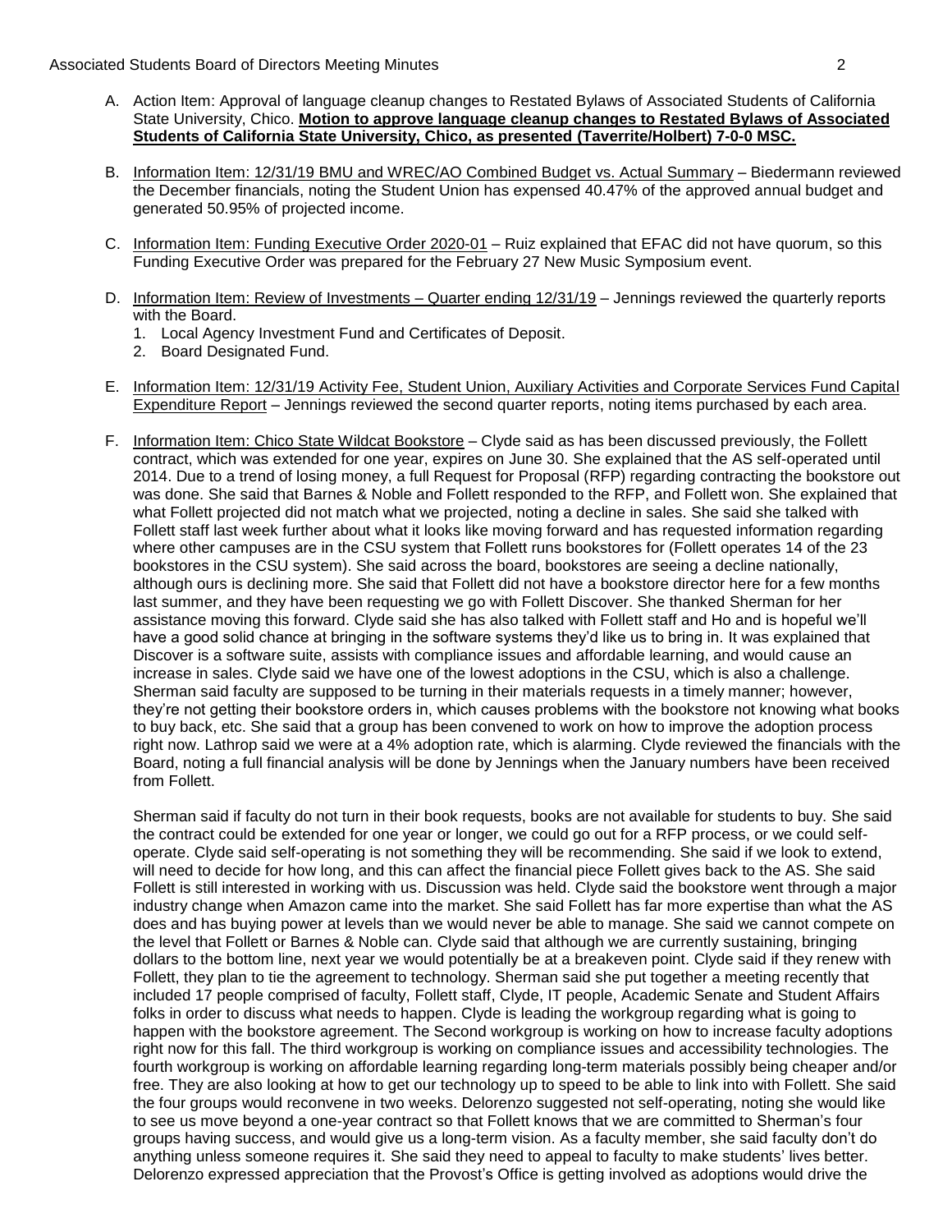A. Action Item: Approval of language cleanup changes to Restated Bylaws of Associated Students of California State University, Chico. **Motion to approve language cleanup changes to Restated Bylaws of Associated Students of California State University, Chico, as presented (Taverrite/Holbert) 7-0-0 MSC.**

B. Information Item: 12/31/19 BMU and WREC/AO Combined Budget vs. Actual Summary – Biedermann reviewed the December financials, noting the Student Union has expensed 40.47% of the approved annual budget and generated 50.95% of projected income.

C. Information Item: Funding Executive Order 2020-01 – Ruiz explained that EFAC did not have quorum, so this Funding Executive Order was prepared for the February 27 New Music Symposium event.

D. Information Item: Review of Investments – Quarter ending 12/31/19 – Jennings reviewed the quarterly reports with the Board.
   1. Local Agency Investment Fund and Certificates of Deposit.
   2. Board Designated Fund.

E. Information Item: 12/31/19 Activity Fee, Student Union, Auxiliary Activities and Corporate Services Fund Capital Expenditure Report – Jennings reviewed the second quarter reports, noting items purchased by each area.

F. Information Item: Chico State Wildcat Bookstore – Clyde said as has been discussed previously, the Follett contract, which was extended for one year, expires on June 30. She explained that the AS self-operated until 2014. Due to a trend of losing money, a full Request for Proposal (RFP) regarding contracting the bookstore out was done. She said that Barnes & Noble and Follett responded to the RFP, and Follett won. She explained that what Follett projected did not match what we projected, noting a decline in sales. She said she talked with Follett staff last week further about what it looks like moving forward and has requested information regarding where other campuses are in the CSU system that Follett runs bookstores for (Follett operates 14 of the 23 bookstores in the CSU system). She said across the board, bookstores are seeing a decline nationally, although ours is declining more. She said that Follett did not have a bookstore director here for a few months last summer, and they have been requesting we go with Follett Discover. She thanked Sherman for her assistance moving this forward. Clyde said she has also talked with Follett staff and Ho and is hopeful we'll have a good solid chance at bringing in the software systems they'd like us to bring in. It was explained that Discover is a software suite, assists with compliance issues and affordable learning, and would cause an increase in sales. Clyde said we have one of the lowest adoptions in the CSU, which is also a challenge. Sherman said faculty are supposed to be turning in their materials requests in a timely manner; however, they're not getting their bookstore orders in, which causes problems with the bookstore not knowing what books to buy back, etc. She said that a group has been convened to work on how to improve the adoption process right now. Lathrop said we were at a 4% adoption rate, which is alarming. Clyde reviewed the financials with the Board, noting a full financial analysis will be done by Jennings when the January numbers have been received from Follett.

   Sherman said if faculty do not turn in their book requests, books are not available for students to buy. She said the contract could be extended for one year or longer, we could go out for a RFP process, or we could self-operate. Clyde said self-operating is not something they will be recommending. She said if we look to extend, will need to decide for how long, and this can affect the financial piece Follett gives back to the AS. She said Follett is still interested in working with us. Discussion was held. Clyde said the bookstore went through a major industry change when Amazon came into the market. She said Follett has far more expertise than what the AS does and has buying power at levels than we would never be able to manage. She said we cannot compete on the level that Follett or Barnes & Noble can. Clyde said that although we are currently sustaining, bringing dollars to the bottom line, next year we would potentially be at a breakeven point. Clyde said if they renew with Follett, they plan to tie the agreement to technology. Sherman said she put together a meeting recently that included 17 people comprised of faculty, Follett staff, Clyde, IT people, Academic Senate and Student Affairs folks in order to discuss what needs to happen. Clyde is leading the workgroup regarding what is going to happen with the bookstore agreement. The Second workgroup is working on how to increase faculty adoptions right now for this fall. The third workgroup is working on compliance issues and accessibility technologies. The fourth workgroup is working on affordable learning regarding long-term materials possibly being cheaper and/or free. They are also looking at how to get our technology up to speed to be able to link into with Follett. She said the four groups would reconvene in two weeks. Delorenzo suggested not self-operating, noting she would like to see us move beyond a one-year contract so that Follett knows that we are committed to Sherman's four groups having success, and would give us a long-term vision. As a faculty member, she said faculty don't do anything unless someone requires it. She said they need to appeal to faculty to make students' lives better. Delorenzo expressed appreciation that the Provost's Office is getting involved as adoptions would drive the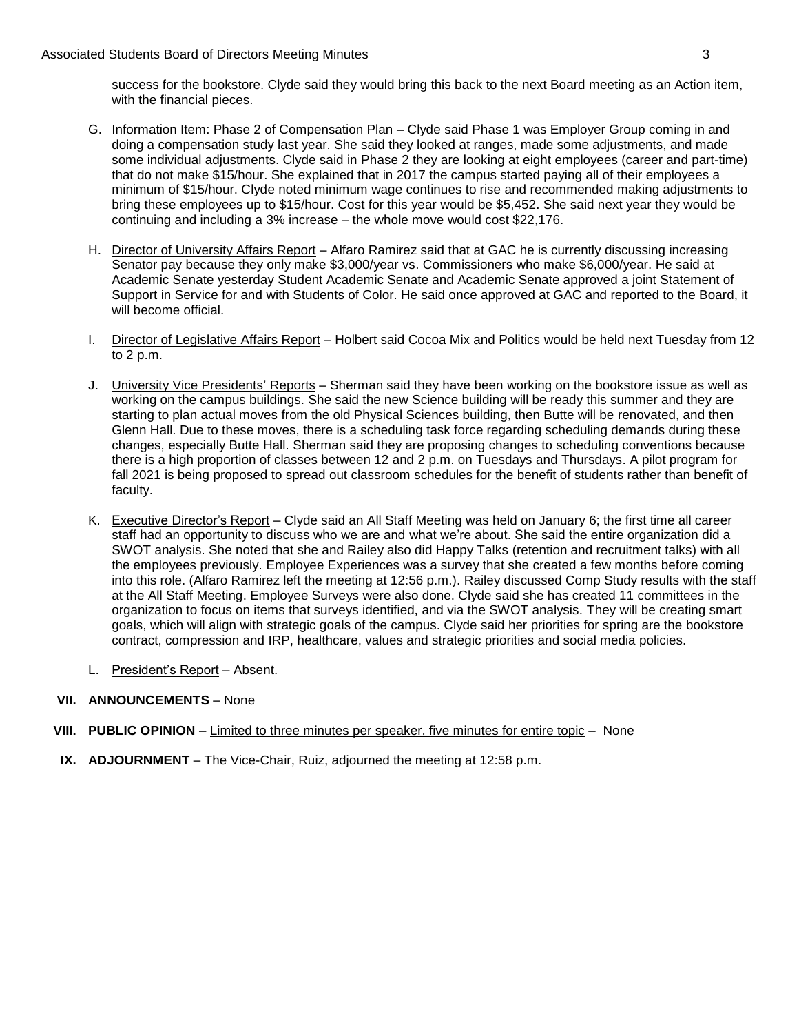success for the bookstore. Clyde said they would bring this back to the next Board meeting as an Action item, with the financial pieces.

G. Information Item: Phase 2 of Compensation Plan – Clyde said Phase 1 was Employer Group coming in and doing a compensation study last year. She said they looked at ranges, made some adjustments, and made some individual adjustments. Clyde said in Phase 2 they are looking at eight employees (career and part-time) that do not make $15/hour. She explained that in 2017 the campus started paying all of their employees a minimum of $15/hour. Clyde noted minimum wage continues to rise and recommended making adjustments to bring these employees up to $15/hour. Cost for this year would be $5,452. She said next year they would be continuing and including a 3% increase – the whole move would cost $22,176.

H. Director of University Affairs Report – Alfaro Ramirez said that at GAC he is currently discussing increasing Senator pay because they only make $3,000/year vs. Commissioners who make $6,000/year. He said at Academic Senate yesterday Student Academic Senate and Academic Senate approved a joint Statement of Support in Service for and with Students of Color. He said once approved at GAC and reported to the Board, it will become official.

I. Director of Legislative Affairs Report – Holbert said Cocoa Mix and Politics would be held next Tuesday from 12 to 2 p.m.

J. University Vice Presidents' Reports – Sherman said they have been working on the bookstore issue as well as working on the campus buildings. She said the new Science building will be ready this summer and they are starting to plan actual moves from the old Physical Sciences building, then Butte will be renovated, and then Glenn Hall. Due to these moves, there is a scheduling task force regarding scheduling demands during these changes, especially Butte Hall. Sherman said they are proposing changes to scheduling conventions because there is a high proportion of classes between 12 and 2 p.m. on Tuesdays and Thursdays. A pilot program for fall 2021 is being proposed to spread out classroom schedules for the benefit of students rather than benefit of faculty.

K. Executive Director's Report – Clyde said an All Staff Meeting was held on January 6; the first time all career staff had an opportunity to discuss who we are and what we're about. She said the entire organization did a SWOT analysis. She noted that she and Railey also did Happy Talks (retention and recruitment talks) with all the employees previously. Employee Experiences was a survey that she created a few months before coming into this role. (Alfaro Ramirez left the meeting at 12:56 p.m.). Railey discussed Comp Study results with the staff at the All Staff Meeting. Employee Surveys were also done. Clyde said she has created 11 committees in the organization to focus on items that surveys identified, and via the SWOT analysis. They will be creating smart goals, which will align with strategic goals of the campus. Clyde said her priorities for spring are the bookstore contract, compression and IRP, healthcare, values and strategic priorities and social media policies.

L. President's Report – Absent.

**VII. ANNOUNCEMENTS** – None

**VIII. PUBLIC OPINION** – Limited to three minutes per speaker, five minutes for entire topic – None

**IX. ADJOURNMENT** – The Vice-Chair, Ruiz, adjourned the meeting at 12:58 p.m.